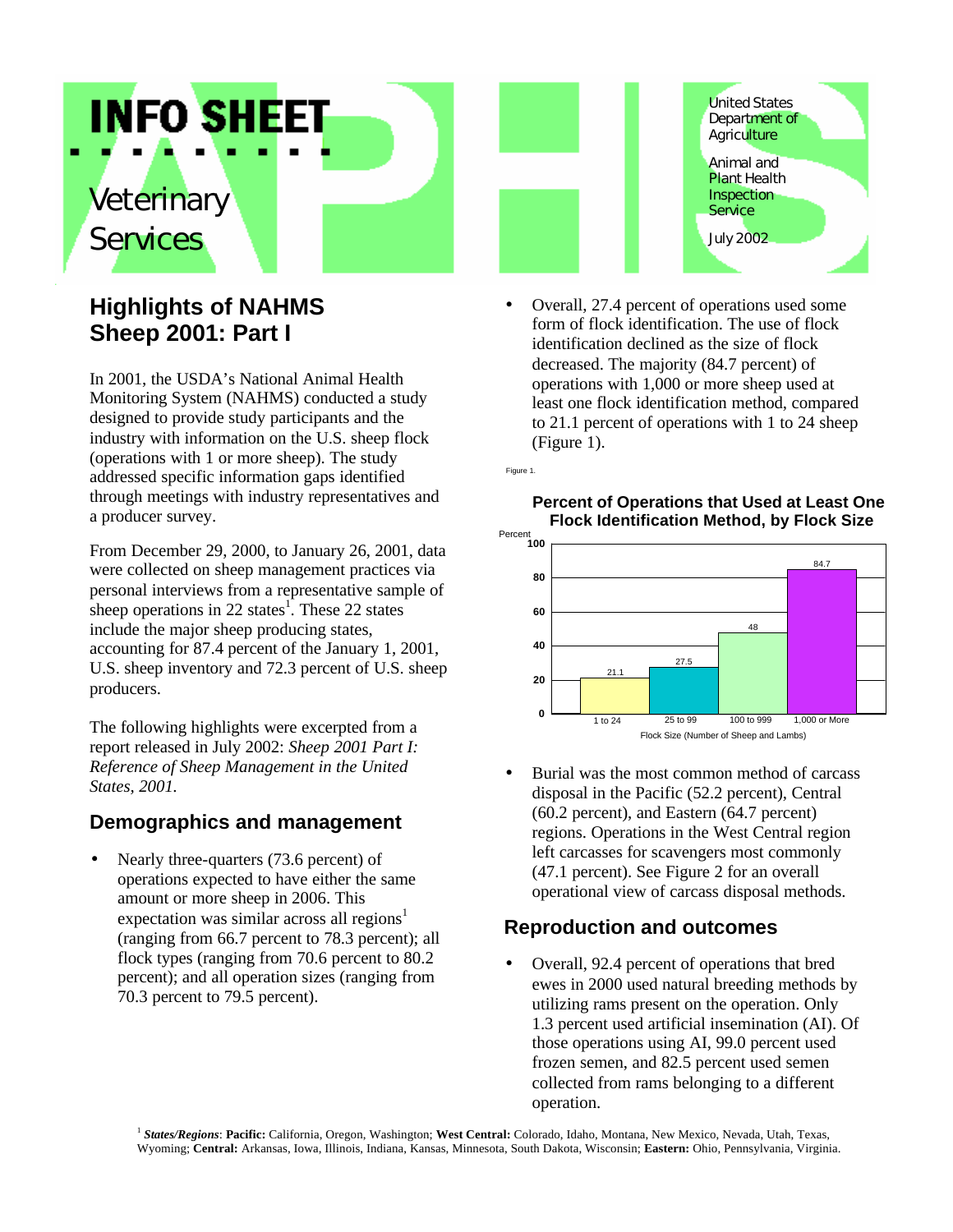# INFO SHEET

Veterinary Services

United States Department of Agriculture

Animal and Plant Health Inspection Service

July 2002

## Highlights of NAHMS Sheep 2001: Part I

In 2001, the USDA's National Animal Health Monitoring System (NAHMS) conducted a study designed to provide study participants and the industry with information on the U.S. sheep flock (operations with 1 or more sheep). The study addressed specific information gaps identified through meetings with industry representatives and a producer survey.

From December 29, 2000, to January 26, 2001, data were collected on sheep management practices via personal interviews from a representative sample of sheep operations in 22 states[1]. These 22 states include the major sheep producing states, accounting for 87.4 percent of the January 1, 2001, U.S. sheep inventory and 72.3 percent of U.S. sheep producers.

The following highlights were excerpted from a report released in July 2002: *Sheep 2001 Part I: Reference of Sheep Management in the United States, 2001.*

### Demographics and management

- Nearly three-quarters (73.6 percent) of operations expected to have either the same amount or more sheep in 2006. This expectation was similar across all regions[1] (ranging from 66.7 percent to 78.3 percent); all flock types (ranging from 70.6 percent to 80.2 percent); and all operation sizes (ranging from 70.3 percent to 79.5 percent).
- Overall, 27.4 percent of operations used some form of flock identification. The use of flock identification declined as the size of flock decreased. The majority (84.7 percent) of operations with 1,000 or more sheep used at least one flock identification method, compared to 21.1 percent of operations with 1 to 24 sheep (Figure 1).

Figure 1.

**Percent of Operations that Used at Least One Flock Identification Method, by Flock Size**

| Flock Size (Number of Sheep and Lambs) | Percent |
| --- | --- |
| 1 to 24 | 21.1 |
| 25 to 99 | 27.5 |
| 100 to 999 | 48 |
| 1,000 or More | 84.7 |

- Burial was the most common method of carcass disposal in the Pacific (52.2 percent), Central (60.2 percent), and Eastern (64.7 percent) regions. Operations in the West Central region left carcasses for scavengers most commonly (47.1 percent). See Figure 2 for an overall operational view of carcass disposal methods.

### Reproduction and outcomes

- Overall, 92.4 percent of operations that bred ewes in 2000 used natural breeding methods by utilizing rams present on the operation. Only 1.3 percent used artificial insemination (AI). Of those operations using AI, 99.0 percent used frozen semen, and 82.5 percent used semen collected from rams belonging to a different operation.

[1] ***States/Regions***: **Pacific:** California, Oregon, Washington; **West Central:** Colorado, Idaho, Montana, New Mexico, Nevada, Utah, Texas, Wyoming; **Central:** Arkansas, Iowa, Illinois, Indiana, Kansas, Minnesota, South Dakota, Wisconsin; **Eastern:** Ohio, Pennsylvania, Virginia.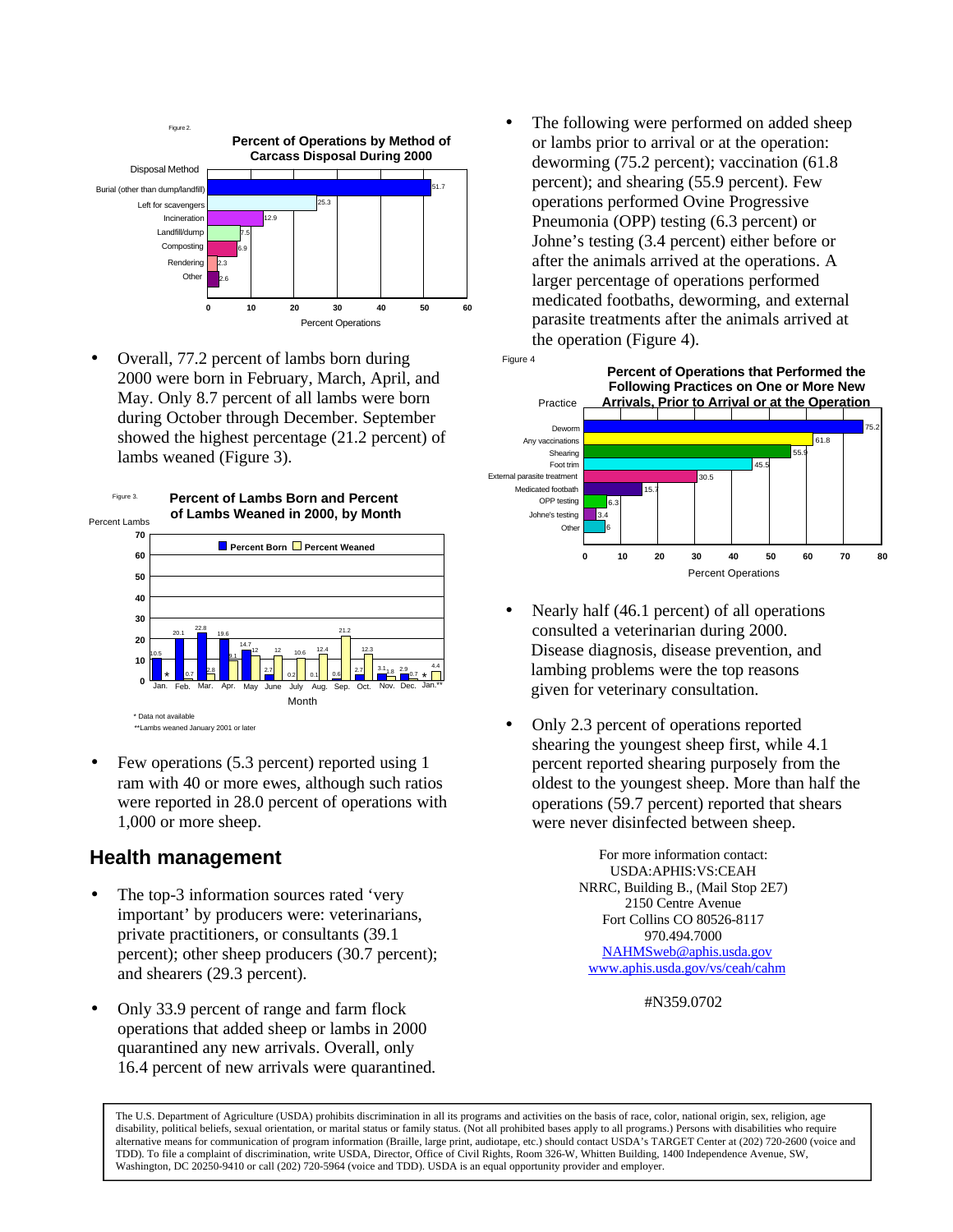Figure 2.

**Percent of Operations by Method of Carcass Disposal During 2000**

Disposal Method

Burial (other than dump/landfill) 51.7
Left for scavengers 25.3
Incineration 12.9
Landfill/dump 7.5
Composting 6.9
Rendering 2.3
Other 2.6

0 10 20 30 40 50 60

Percent Operations

- Overall, 77.2 percent of lambs born during 2000 were born in February, March, April, and May. Only 8.7 percent of all lambs were born during October through December. September showed the highest percentage (21.2 percent) of lambs weaned (Figure 3).

Figure 3.

**Percent of Lambs Born and Percent of Lambs Weaned in 2000, by Month**

Percent Lambs

70 60 50 40 30 20 10 0

Percent Born  Percent Weaned

10.5 * 20.1 0.7 22.8 2.8 19.6 9.1 14.7 12 2.7 12 0.2 10.6 0.1 12.4 0.6 21.2 2.7 12.3 3.1 1.8 2.9 0.7 * 4.4

Jan. Feb. Mar. Apr. May June July Aug. Sep. Oct. Nov. Dec. Jan.**

Month

\* Data not available
\*\*Lambs weaned January 2001 or later

- Few operations (5.3 percent) reported using 1 ram with 40 or more ewes, although such ratios were reported in 28.0 percent of operations with 1,000 or more sheep.

## Health management

- The top-3 information sources rated 'very important' by producers were: veterinarians, private practitioners, or consultants (39.1 percent); other sheep producers (30.7 percent); and shearers (29.3 percent).

- Only 33.9 percent of range and farm flock operations that added sheep or lambs in 2000 quarantined any new arrivals. Overall, only 16.4 percent of new arrivals were quarantined.

- The following were performed on added sheep or lambs prior to arrival or at the operation: deworming (75.2 percent); vaccination (61.8 percent); and shearing (55.9 percent). Few operations performed Ovine Progressive Pneumonia (OPP) testing (6.3 percent) or Johne's testing (3.4 percent) either before or after the animals arrived at the operations. A larger percentage of operations performed medicated footbaths, deworming, and external parasite treatments after the animals arrived at the operation (Figure 4).

Figure 4

**Percent of Operations that Performed the Following Practices on One or More New Arrivals, Prior to Arrival or at the Operation**

Practice

Deworm 75.2
Any vaccinations 61.8
Shearing 55.9
Foot trim 45.5
External parasite treatment 30.5
Medicated footbath 15.7
OPP testing 6.3
Johne's testing 3.4
Other 6

0 10 20 30 40 50 60 70 80

Percent Operations

- Nearly half (46.1 percent) of all operations consulted a veterinarian during 2000. Disease diagnosis, disease prevention, and lambing problems were the top reasons given for veterinary consultation.

- Only 2.3 percent of operations reported shearing the youngest sheep first, while 4.1 percent reported shearing purposely from the oldest to the youngest sheep. More than half the operations (59.7 percent) reported that shears were never disinfected between sheep.

For more information contact:
USDA:APHIS:VS:CEAH
NRRC, Building B., (Mail Stop 2E7)
2150 Centre Avenue
Fort Collins CO 80526-8117
970.494.7000
NAHMSweb@aphis.usda.gov
www.aphis.usda.gov/vs/ceah/cahm

#N359.0702

The U.S. Department of Agriculture (USDA) prohibits discrimination in all its programs and activities on the basis of race, color, national origin, sex, religion, age disability, political beliefs, sexual orientation, or marital status or family status. (Not all prohibited bases apply to all programs.) Persons with disabilities who require alternative means for communication of program information (Braille, large print, audiotape, etc.) should contact USDA's TARGET Center at (202) 720-2600 (voice and TDD). To file a complaint of discrimination, write USDA, Director, Office of Civil Rights, Room 326-W, Whitten Building, 1400 Independence Avenue, SW, Washington, DC 20250-9410 or call (202) 720-5964 (voice and TDD). USDA is an equal opportunity provider and employer.